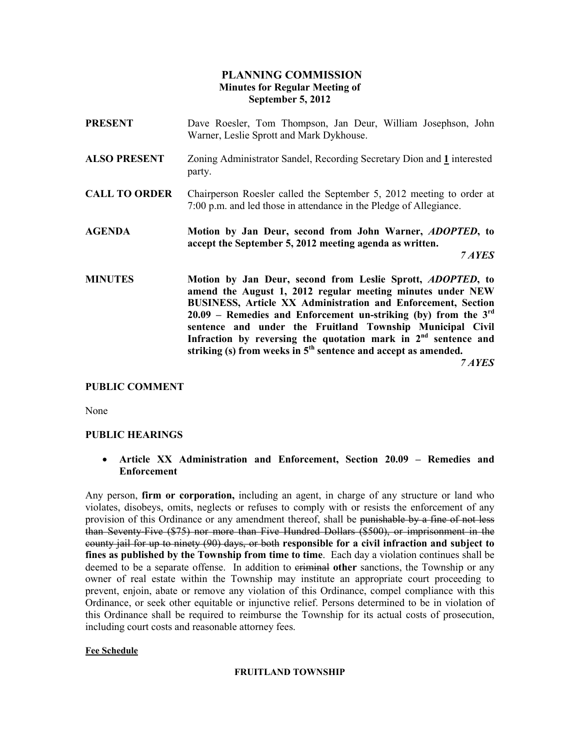# PLANNING COMMISSION
## Minutes for Regular Meeting of September 5, 2012

**PRESENT** Dave Roesler, Tom Thompson, Jan Deur, William Josephson, John Warner, Leslie Sprott and Mark Dykhouse.

**ALSO PRESENT** Zoning Administrator Sandel, Recording Secretary Dion and **1** interested party.

**CALL TO ORDER** Chairperson Roesler called the September 5, 2012 meeting to order at 7:00 p.m. and led those in attendance in the Pledge of Allegiance.

**AGENDA** **Motion by Jan Deur, second from John Warner, *ADOPTED*, to accept the September 5, 2012 meeting agenda as written.**

***7 AYES***

**MINUTES** **Motion by Jan Deur, second from Leslie Sprott, *ADOPTED*, to amend the August 1, 2012 regular meeting minutes under NEW BUSINESS, Article XX Administration and Enforcement, Section 20.09 – Remedies and Enforcement un-striking (by) from the 3rd sentence and under the Fruitland Township Municipal Civil Infraction by reversing the quotation mark in 2nd sentence and striking (s) from weeks in 5th sentence and accept as amended.**

***7 AYES***

**PUBLIC COMMENT**

None

**PUBLIC HEARINGS**

- **Article XX Administration and Enforcement, Section 20.09 – Remedies and Enforcement**

Any person, **firm or corporation,** including an agent, in charge of any structure or land who violates, disobeys, omits, neglects or refuses to comply with or resists the enforcement of any provision of this Ordinance or any amendment thereof, shall be ~~punishable by a fine of not less than Seventy-Five ($75) nor more than Five Hundred Dollars ($500), or imprisonment in the county jail for up to ninety (90) days, or both~~ **responsible for a civil infraction and subject to fines as published by the Township from time to time**. Each day a violation continues shall be deemed to be a separate offense. In addition to ~~criminal~~ **other** sanctions, the Township or any owner of real estate within the Township may institute an appropriate court proceeding to prevent, enjoin, abate or remove any violation of this Ordinance, compel compliance with this Ordinance, or seek other equitable or injunctive relief. Persons determined to be in violation of this Ordinance shall be required to reimburse the Township for its actual costs of prosecution, including court costs and reasonable attorney fees.

**Fee Schedule**

**FRUITLAND TOWNSHIP**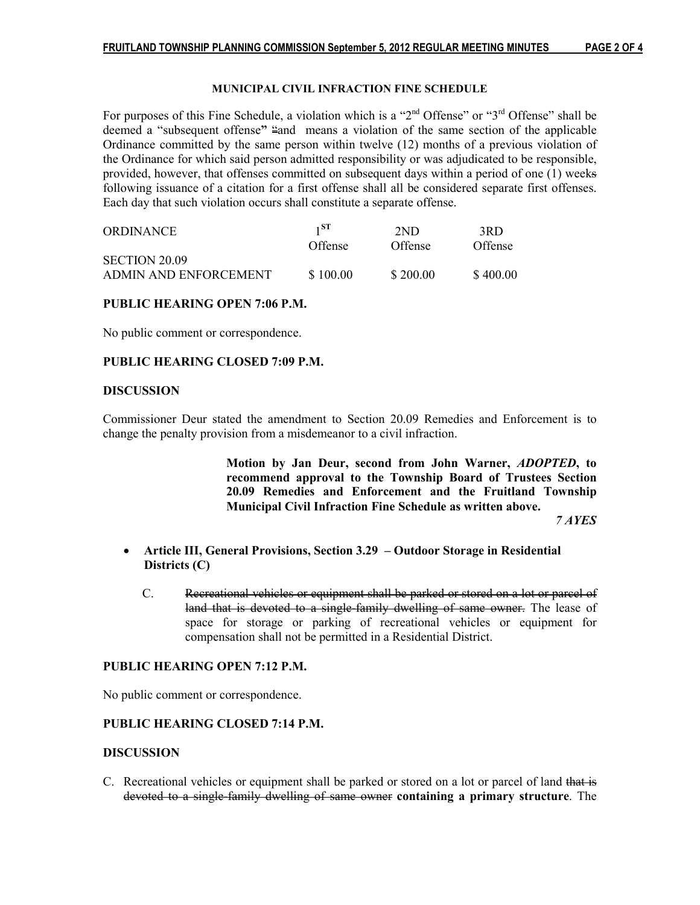**MUNICIPAL CIVIL INFRACTION FINE SCHEDULE**

For purposes of this Fine Schedule, a violation which is a "2nd Offense" or "3rd Offense" shall be deemed a "subsequent offense**"** "and means a violation of the same section of the applicable Ordinance committed by the same person within twelve (12) months of a previous violation of the Ordinance for which said person admitted responsibility or was adjudicated to be responsible, provided, however, that offenses committed on subsequent days within a period of one (1) week~~s~~ following issuance of a citation for a first offense shall all be considered separate first offenses. Each day that such violation occurs shall constitute a separate offense.

| ORDINANCE | 1ST Offense | 2ND Offense | 3RD Offense |
|---|---|---|---|
| SECTION 20.09 ADMIN AND ENFORCEMENT | \$ 100.00 | \$ 200.00 | \$ 400.00 |

**PUBLIC HEARING OPEN 7:06 P.M.**

No public comment or correspondence.

**PUBLIC HEARING CLOSED 7:09 P.M.**

**DISCUSSION**

Commissioner Deur stated the amendment to Section 20.09 Remedies and Enforcement is to change the penalty provision from a misdemeanor to a civil infraction.

> **Motion by Jan Deur, second from John Warner, *ADOPTED*, to recommend approval to the Township Board of Trustees Section 20.09 Remedies and Enforcement and the Fruitland Township Municipal Civil Infraction Fine Schedule as written above.**
>
> ***7 AYES***

- **Article III, General Provisions, Section 3.29 – Outdoor Storage in Residential Districts (C)**

  C. ~~Recreational vehicles or equipment shall be parked or stored on a lot or parcel of land that is devoted to a single-family dwelling of same owner.~~ The lease of space for storage or parking of recreational vehicles or equipment for compensation shall not be permitted in a Residential District.

**PUBLIC HEARING OPEN 7:12 P.M.**

No public comment or correspondence.

**PUBLIC HEARING CLOSED 7:14 P.M.**

**DISCUSSION**

C. Recreational vehicles or equipment shall be parked or stored on a lot or parcel of land ~~that is devoted to a single-family dwelling of same owner~~ **containing a primary structure**. The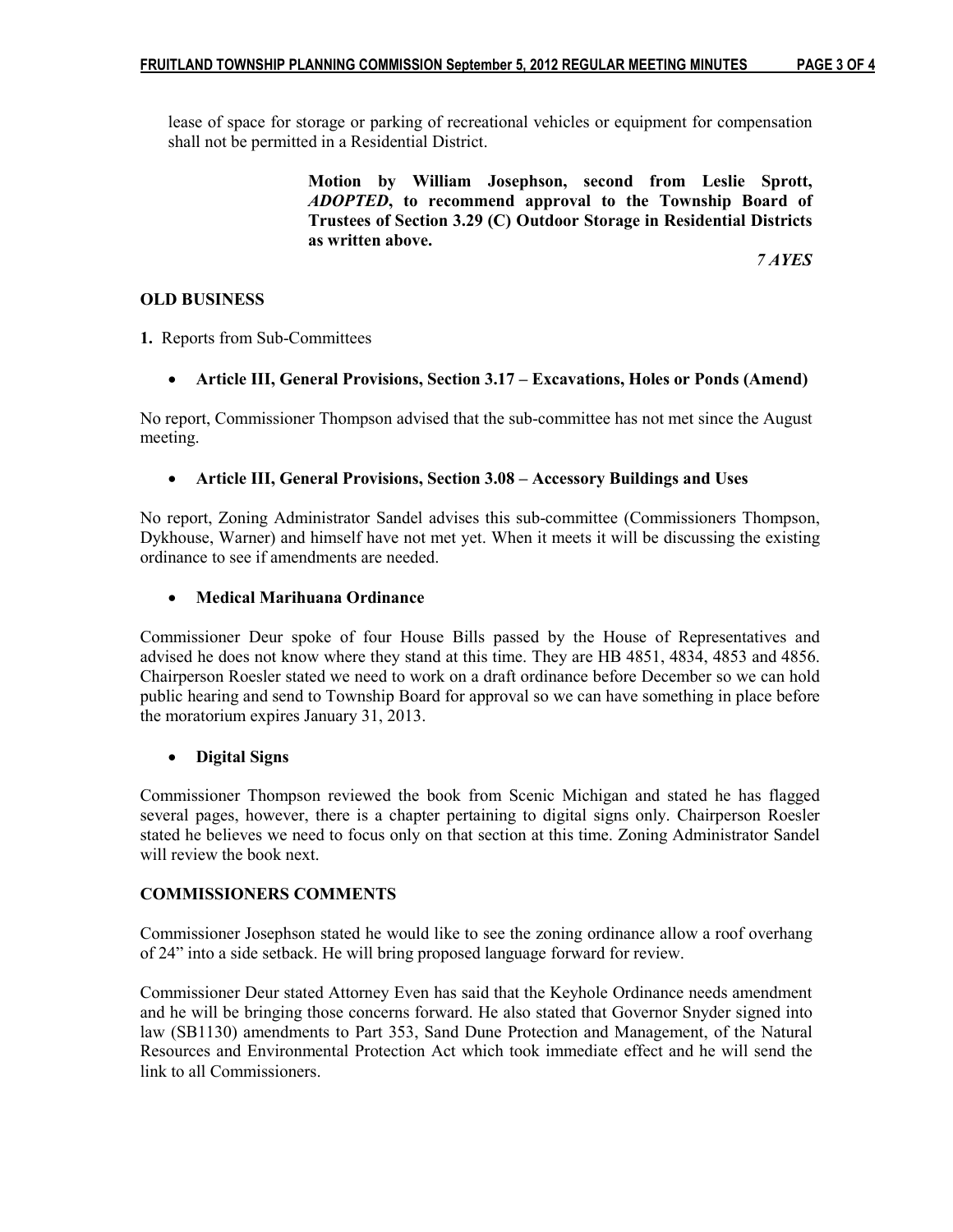lease of space for storage or parking of recreational vehicles or equipment for compensation shall not be permitted in a Residential District.

> **Motion by William Josephson, second from Leslie Sprott, *ADOPTED*, to recommend approval to the Township Board of Trustees of Section 3.29 (C) Outdoor Storage in Residential Districts as written above.**
>
> ***7 AYES***

**OLD BUSINESS**

**1.** Reports from Sub-Committees

- **Article III, General Provisions, Section 3.17 – Excavations, Holes or Ponds (Amend)**

No report, Commissioner Thompson advised that the sub-committee has not met since the August meeting.

- **Article III, General Provisions, Section 3.08 – Accessory Buildings and Uses**

No report, Zoning Administrator Sandel advises this sub-committee (Commissioners Thompson, Dykhouse, Warner) and himself have not met yet. When it meets it will be discussing the existing ordinance to see if amendments are needed.

- **Medical Marihuana Ordinance**

Commissioner Deur spoke of four House Bills passed by the House of Representatives and advised he does not know where they stand at this time. They are HB 4851, 4834, 4853 and 4856. Chairperson Roesler stated we need to work on a draft ordinance before December so we can hold public hearing and send to Township Board for approval so we can have something in place before the moratorium expires January 31, 2013.

- **Digital Signs**

Commissioner Thompson reviewed the book from Scenic Michigan and stated he has flagged several pages, however, there is a chapter pertaining to digital signs only. Chairperson Roesler stated he believes we need to focus only on that section at this time. Zoning Administrator Sandel will review the book next.

**COMMISSIONERS COMMENTS**

Commissioner Josephson stated he would like to see the zoning ordinance allow a roof overhang of 24" into a side setback. He will bring proposed language forward for review.

Commissioner Deur stated Attorney Even has said that the Keyhole Ordinance needs amendment and he will be bringing those concerns forward. He also stated that Governor Snyder signed into law (SB1130) amendments to Part 353, Sand Dune Protection and Management, of the Natural Resources and Environmental Protection Act which took immediate effect and he will send the link to all Commissioners.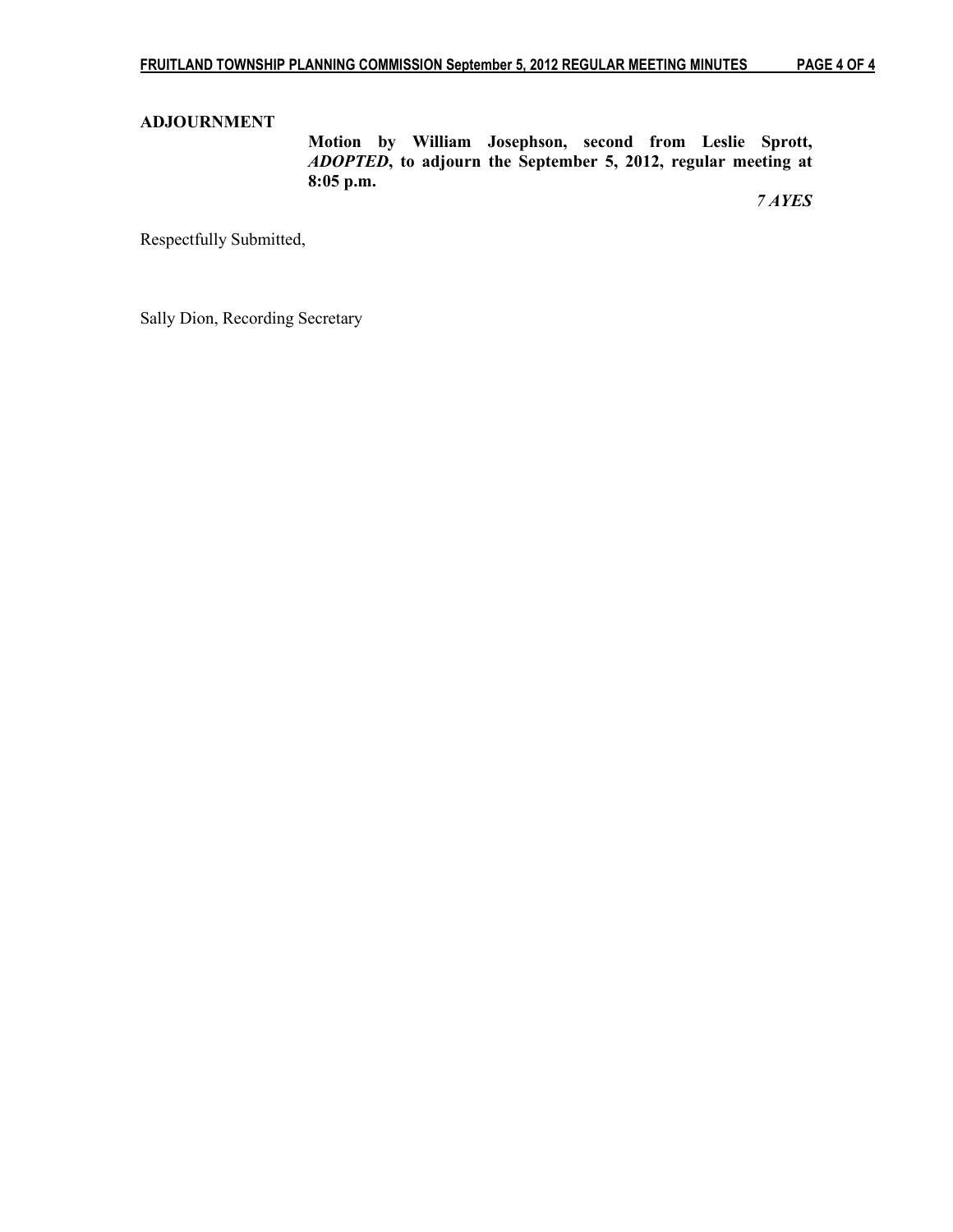**ADJOURNMENT**

**Motion by William Josephson, second from Leslie Sprott, *ADOPTED*, to adjourn the September 5, 2012, regular meeting at 8:05 p.m.**

***7 AYES***

Respectfully Submitted,

Sally Dion, Recording Secretary